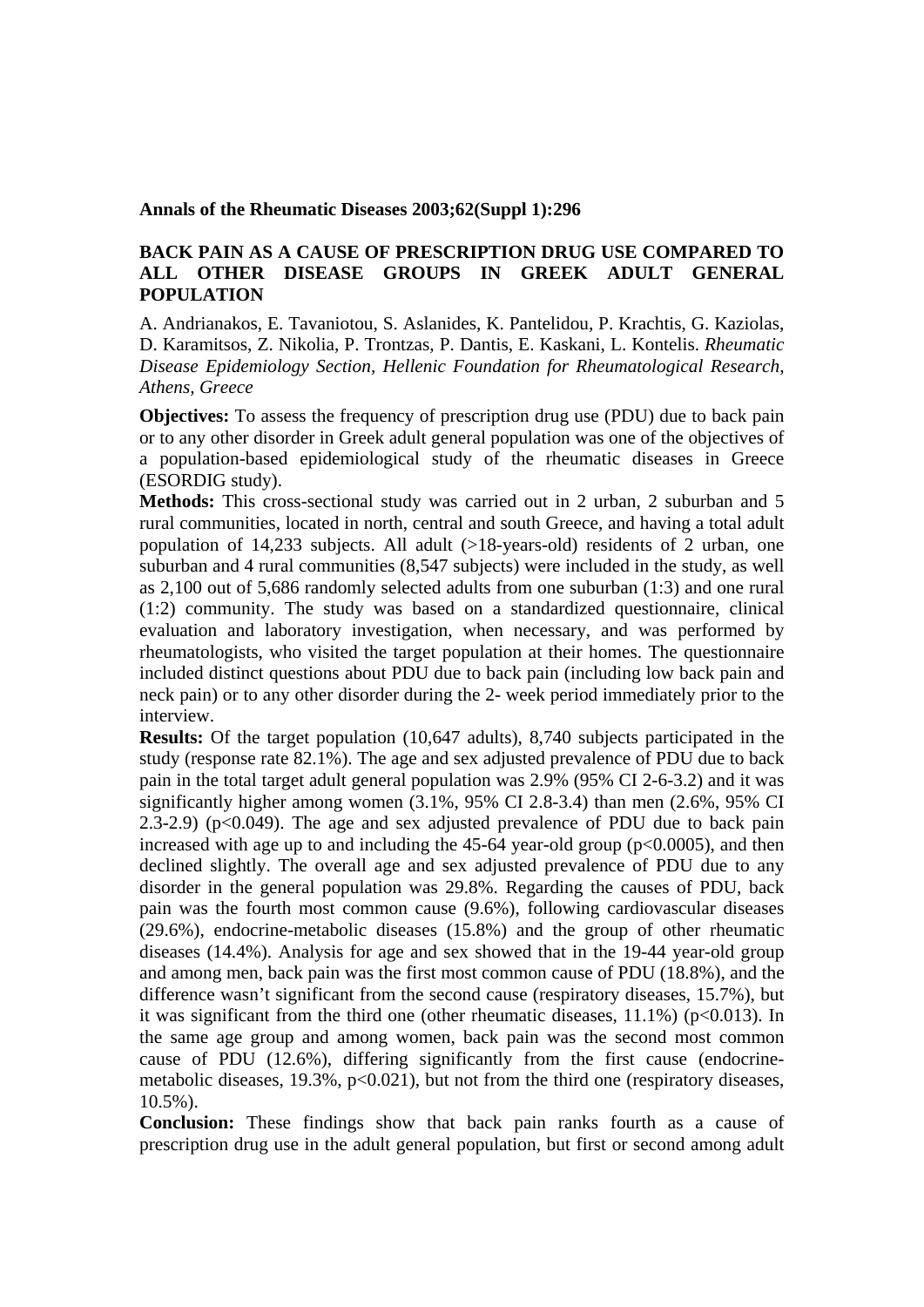**Annals of the Rheumatic Diseases 2003;62(Suppl 1):296**

# BACK PAIN AS A CAUSE OF PRESCRIPTION DRUG USE COMPARED TO ALL OTHER DISEASE GROUPS IN GREEK ADULT GENERAL POPULATION

A. Andrianakos, E. Tavaniotou, S. Aslanides, K. Pantelidou, P. Krachtis, G. Kaziolas, D. Karamitsos, Z. Nikolia, P. Trontzas, P. Dantis, E. Kaskani, L. Kontelis. *Rheumatic Disease Epidemiology Section, Hellenic Foundation for Rheumatological Research, Athens, Greece*

**Objectives:** To assess the frequency of prescription drug use (PDU) due to back pain or to any other disorder in Greek adult general population was one of the objectives of a population-based epidemiological study of the rheumatic diseases in Greece (ESORDIG study).

**Methods:** This cross-sectional study was carried out in 2 urban, 2 suburban and 5 rural communities, located in north, central and south Greece, and having a total adult population of 14,233 subjects. All adult (>18-years-old) residents of 2 urban, one suburban and 4 rural communities (8,547 subjects) were included in the study, as well as 2,100 out of 5,686 randomly selected adults from one suburban (1:3) and one rural (1:2) community. The study was based on a standardized questionnaire, clinical evaluation and laboratory investigation, when necessary, and was performed by rheumatologists, who visited the target population at their homes. The questionnaire included distinct questions about PDU due to back pain (including low back pain and neck pain) or to any other disorder during the 2- week period immediately prior to the interview.

**Results:** Of the target population (10,647 adults), 8,740 subjects participated in the study (response rate 82.1%). The age and sex adjusted prevalence of PDU due to back pain in the total target adult general population was 2.9% (95% CI 2-6-3.2) and it was significantly higher among women (3.1%, 95% CI 2.8-3.4) than men (2.6%, 95% CI 2.3-2.9) ($p<0.049$). The age and sex adjusted prevalence of PDU due to back pain increased with age up to and including the 45-64 year-old group ($p<0.0005$), and then declined slightly. The overall age and sex adjusted prevalence of PDU due to any disorder in the general population was 29.8%. Regarding the causes of PDU, back pain was the fourth most common cause (9.6%), following cardiovascular diseases (29.6%), endocrine-metabolic diseases (15.8%) and the group of other rheumatic diseases (14.4%). Analysis for age and sex showed that in the 19-44 year-old group and among men, back pain was the first most common cause of PDU (18.8%), and the difference wasn't significant from the second cause (respiratory diseases, 15.7%), but it was significant from the third one (other rheumatic diseases, 11.1%) ($p<0.013$). In the same age group and among women, back pain was the second most common cause of PDU (12.6%), differing significantly from the first cause (endocrine-metabolic diseases, 19.3%, $p<0.021$), but not from the third one (respiratory diseases, 10.5%).

**Conclusion:** These findings show that back pain ranks fourth as a cause of prescription drug use in the adult general population, but first or second among adult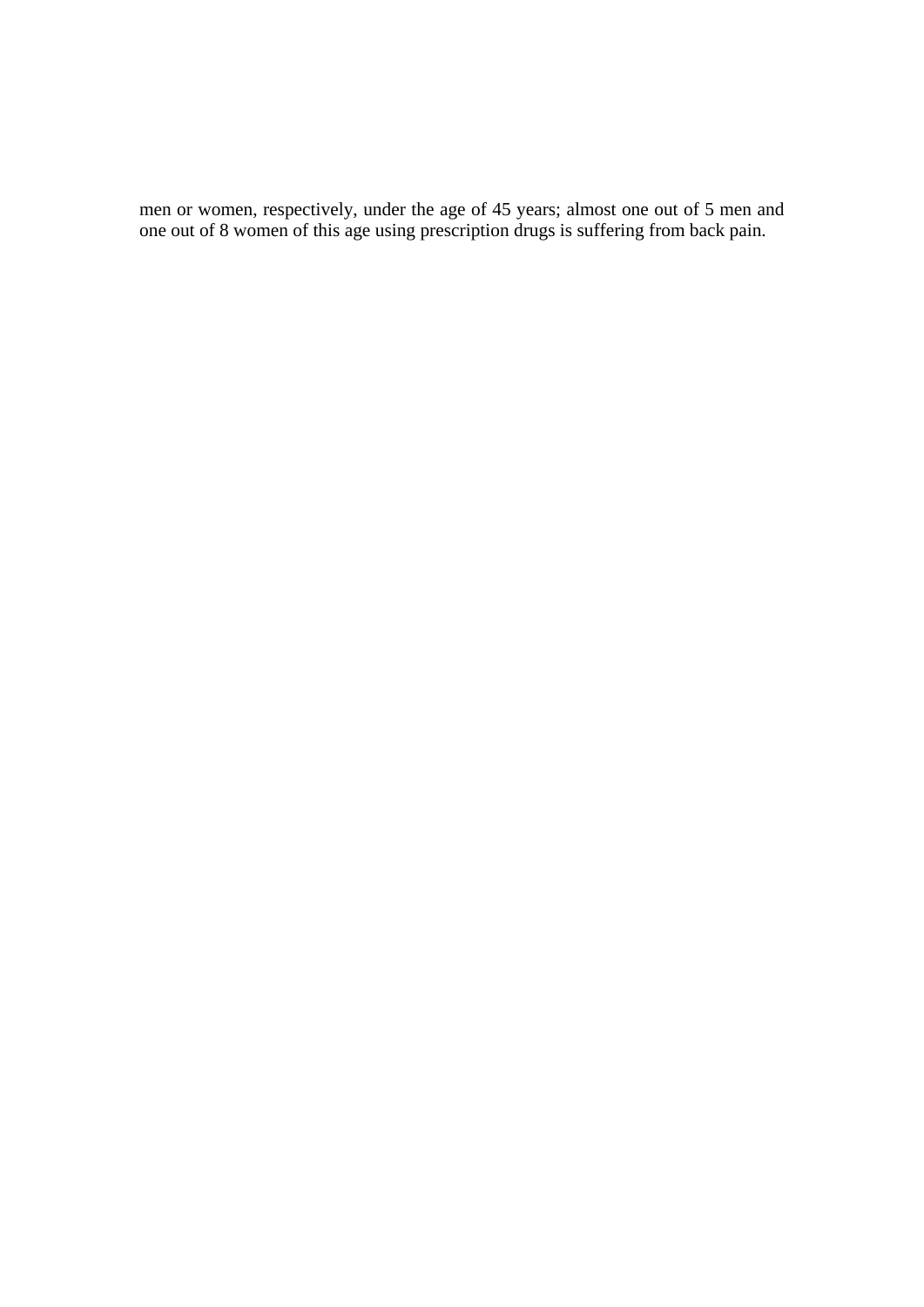men or women, respectively, under the age of 45 years; almost one out of 5 men and one out of 8 women of this age using prescription drugs is suffering from back pain.